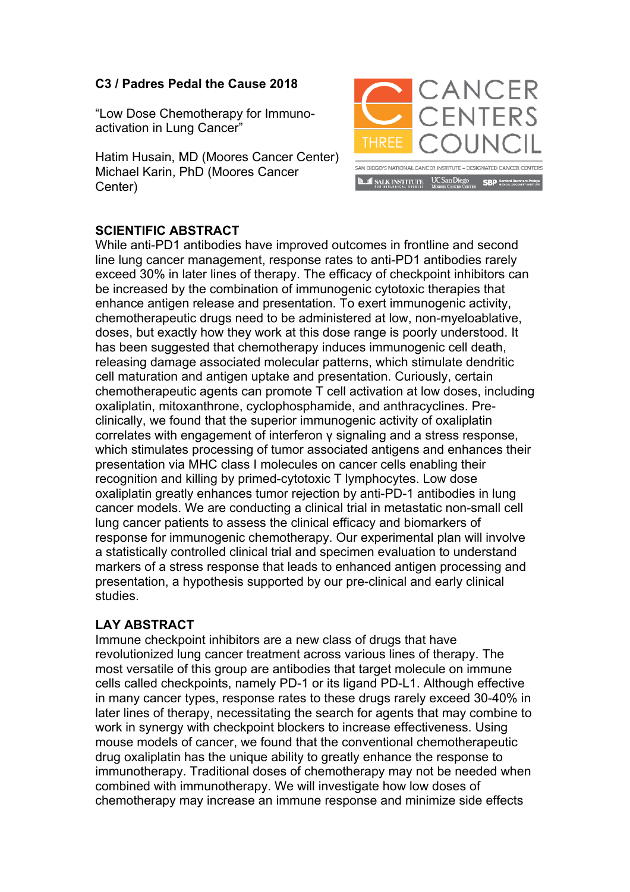**C3 / Padres Pedal the Cause 2018**

"Low Dose Chemotherapy for Immuno-activation in Lung Cancer"

Hatim Husain, MD (Moores Cancer Center)
Michael Karin, PhD (Moores Cancer Center)

## SCIENTIFIC ABSTRACT

While anti-PD1 antibodies have improved outcomes in frontline and second line lung cancer management, response rates to anti-PD1 antibodies rarely exceed 30% in later lines of therapy. The efficacy of checkpoint inhibitors can be increased by the combination of immunogenic cytotoxic therapies that enhance antigen release and presentation. To exert immunogenic activity, chemotherapeutic drugs need to be administered at low, non-myeloablative, doses, but exactly how they work at this dose range is poorly understood. It has been suggested that chemotherapy induces immunogenic cell death, releasing damage associated molecular patterns, which stimulate dendritic cell maturation and antigen uptake and presentation. Curiously, certain chemotherapeutic agents can promote T cell activation at low doses, including oxaliplatin, mitoxanthrone, cyclophosphamide, and anthracyclines. Pre-clinically, we found that the superior immunogenic activity of oxaliplatin correlates with engagement of interferon γ signaling and a stress response, which stimulates processing of tumor associated antigens and enhances their presentation via MHC class I molecules on cancer cells enabling their recognition and killing by primed-cytotoxic T lymphocytes. Low dose oxaliplatin greatly enhances tumor rejection by anti-PD-1 antibodies in lung cancer models. We are conducting a clinical trial in metastatic non-small cell lung cancer patients to assess the clinical efficacy and biomarkers of response for immunogenic chemotherapy. Our experimental plan will involve a statistically controlled clinical trial and specimen evaluation to understand markers of a stress response that leads to enhanced antigen processing and presentation, a hypothesis supported by our pre-clinical and early clinical studies.

## LAY ABSTRACT

Immune checkpoint inhibitors are a new class of drugs that have revolutionized lung cancer treatment across various lines of therapy. The most versatile of this group are antibodies that target molecule on immune cells called checkpoints, namely PD-1 or its ligand PD-L1. Although effective in many cancer types, response rates to these drugs rarely exceed 30-40% in later lines of therapy, necessitating the search for agents that may combine to work in synergy with checkpoint blockers to increase effectiveness. Using mouse models of cancer, we found that the conventional chemotherapeutic drug oxaliplatin has the unique ability to greatly enhance the response to immunotherapy. Traditional doses of chemotherapy may not be needed when combined with immunotherapy. We will investigate how low doses of chemotherapy may increase an immune response and minimize side effects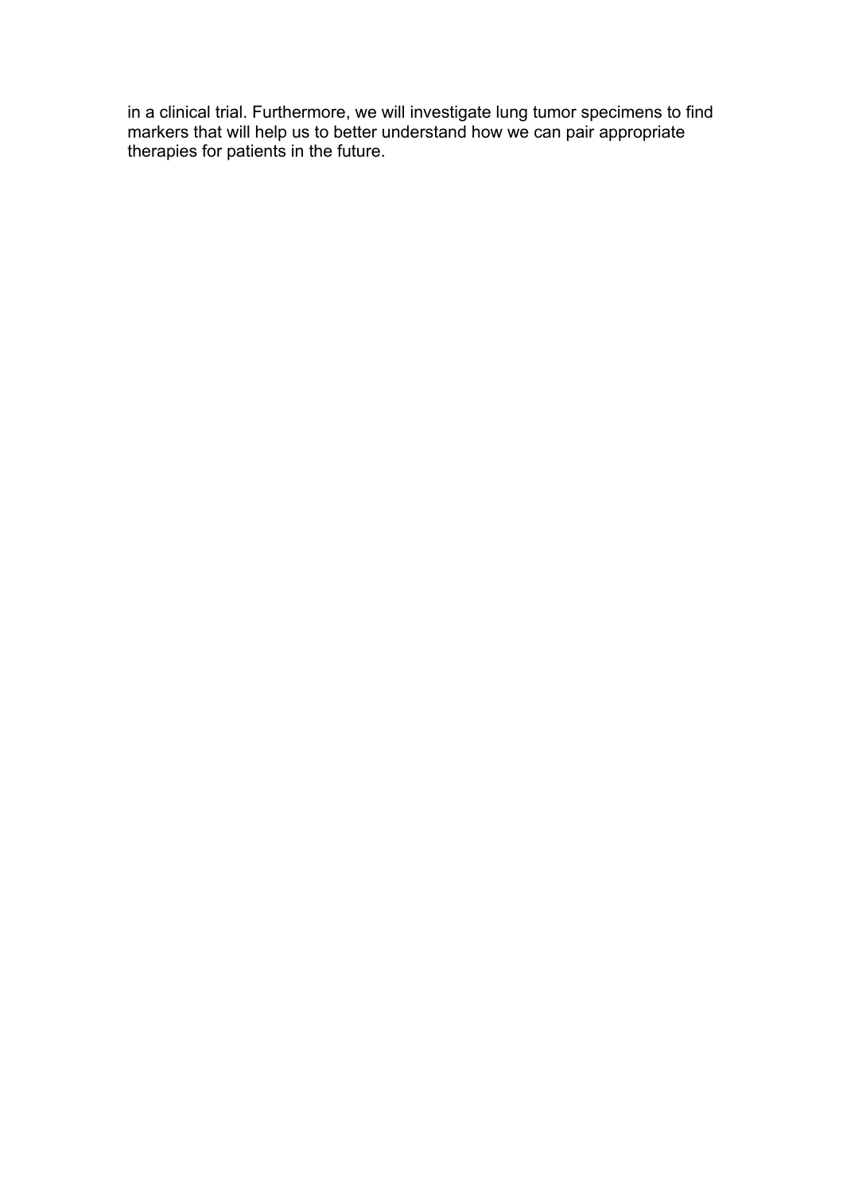in a clinical trial. Furthermore, we will investigate lung tumor specimens to find markers that will help us to better understand how we can pair appropriate therapies for patients in the future.